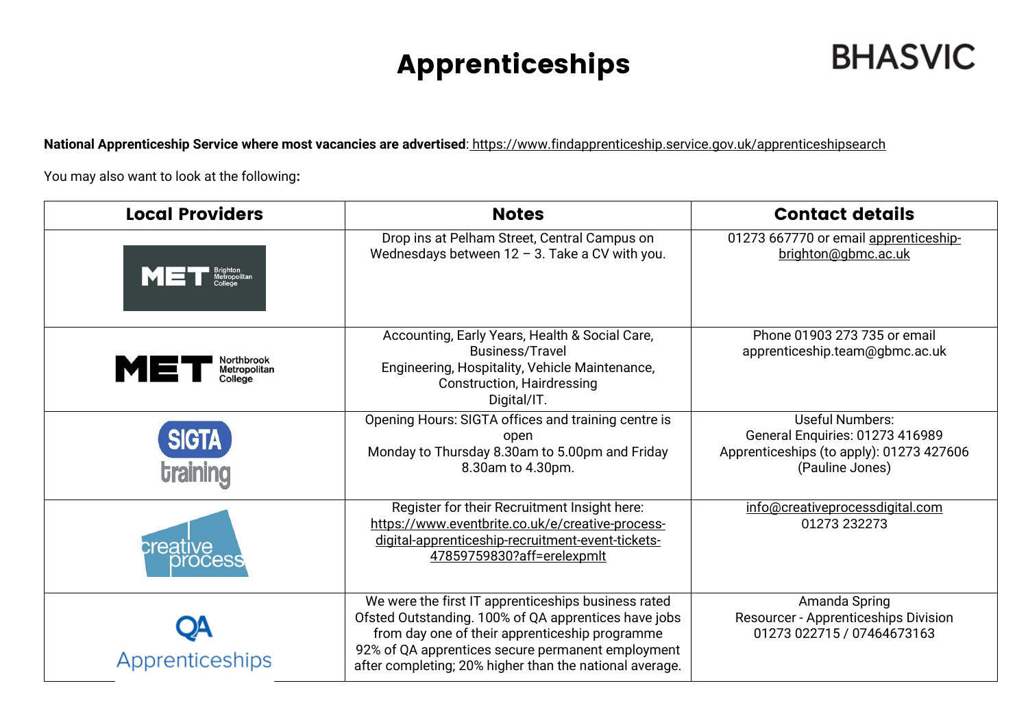# Apprenticeships

BHASVIC

**National Apprenticeship Service where most vacancies are advertised**: https://www.findapprenticeship.service.gov.uk/apprenticeshipsearch

You may also want to look at the following**:**

| Local Providers | Notes | Contact details |
| --- | --- | --- |
| MET Brighton Metropolitan College | Drop ins at Pelham Street, Central Campus on Wednesdays between 12 – 3. Take a CV with you. | 01273 667770 or email apprenticeship-brighton@gbmc.ac.uk |
| MET Northbrook Metropolitan College | Accounting, Early Years, Health & Social Care, Business/Travel<br>Engineering, Hospitality, Vehicle Maintenance, Construction, Hairdressing<br>Digital/IT. | Phone 01903 273 735 or email apprenticeship.team@gbmc.ac.uk |
| SIGTA training | Opening Hours: SIGTA offices and training centre is open<br>Monday to Thursday 8.30am to 5.00pm and Friday 8.30am to 4.30pm. | Useful Numbers:<br>General Enquiries: 01273 416989<br>Apprenticeships (to apply): 01273 427606 (Pauline Jones) |
| creative process | Register for their Recruitment Insight here: https://www.eventbrite.co.uk/e/creative-process-digital-apprenticeship-recruitment-event-tickets-47859759830?aff=erelexpmlt | info@creativeprocessdigital.com<br>01273 232273 |
| QA Apprenticeships | We were the first IT apprenticeships business rated Ofsted Outstanding. 100% of QA apprentices have jobs from day one of their apprenticeship programme<br>92% of QA apprentices secure permanent employment after completing; 20% higher than the national average. | Amanda Spring<br>Resourcer - Apprenticeships Division<br>01273 022715 / 07464673163 |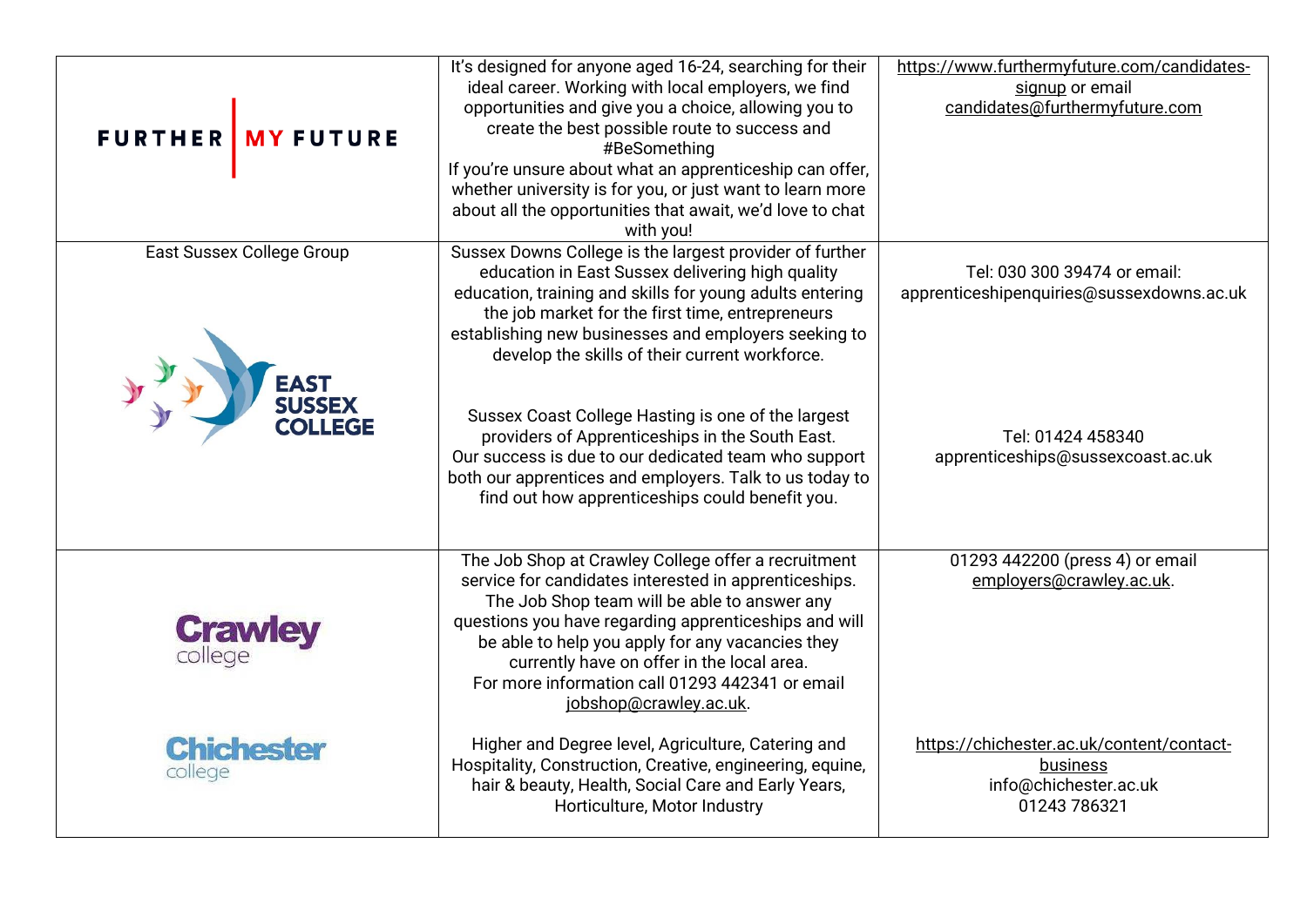| | | |
|---|---|---|
| FURTHER MY FUTURE | It's designed for anyone aged 16-24, searching for their ideal career. Working with local employers, we find opportunities and give you a choice, allowing you to create the best possible route to success and #BeSomething<br>If you're unsure about what an apprenticeship can offer, whether university is for you, or just want to learn more about all the opportunities that await, we'd love to chat with you! | https://www.furthermyfuture.com/candidates-signup or email candidates@furthermyfuture.com |
| East Sussex College Group<br><br>EAST SUSSEX COLLEGE | Sussex Downs College is the largest provider of further education in East Sussex delivering high quality education, training and skills for young adults entering the job market for the first time, entrepreneurs establishing new businesses and employers seeking to develop the skills of their current workforce.<br><br>Sussex Coast College Hasting is one of the largest providers of Apprenticeships in the South East. Our success is due to our dedicated team who support both our apprentices and employers. Talk to us today to find out how apprenticeships could benefit you. | Tel: 030 300 39474 or email: apprenticeshipenquiries@sussexdowns.ac.uk<br><br>Tel: 01424 458340 apprenticeships@sussexcoast.ac.uk |
| Crawley college<br><br>Chichester college | The Job Shop at Crawley College offer a recruitment service for candidates interested in apprenticeships. The Job Shop team will be able to answer any questions you have regarding apprenticeships and will be able to help you apply for any vacancies they currently have on offer in the local area.<br>For more information call 01293 442341 or email jobshop@crawley.ac.uk.<br><br>Higher and Degree level, Agriculture, Catering and Hospitality, Construction, Creative, engineering, equine, hair & beauty, Health, Social Care and Early Years, Horticulture, Motor Industry | 01293 442200 (press 4) or email employers@crawley.ac.uk.<br><br>https://chichester.ac.uk/content/contact-business<br>info@chichester.ac.uk<br>01243 786321 |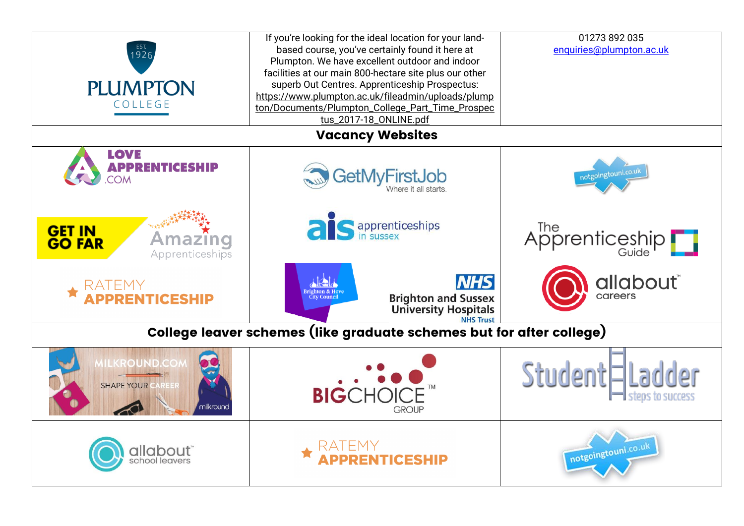| PLUMPTON COLLEGE (EST. 1926) | If you're looking for the ideal location for your land-based course, you've certainly found it here at Plumpton. We have excellent outdoor and indoor facilities at our main 800-hectare site plus our other superb Out Centres. Apprenticeship Prospectus: https://www.plumpton.ac.uk/fileadmin/uploads/plumpton/Documents/Plumpton_College_Part_Time_Prospectus_2017-18_ONLINE.pdf | 01273 892 035<br>enquiries@plumpton.ac.uk |
|---|---|---|
| **Vacancy Websites** | | |
| LOVE APPRENTICESHIP .COM | GetMyFirstJob Where it all starts. | notgoingtouni.co.uk |
| GET IN GO FAR Amazing Apprenticeships | ais apprenticeships in sussex | The Apprenticeship Guide |
| RATEMY APPRENTICESHIP | Brighton & Hove City Council / NHS Brighton and Sussex University Hospitals NHS Trust | allabout careers |
| **College leaver schemes (like graduate schemes but for after college)** | | |
| MILKROUND.COM SHAPE YOUR CAREER milkround | BIGCHOICE GROUP | Student Ladder steps to success |
| allabout school leavers | RATEMY APPRENTICESHIP | notgoingtouni.co.uk |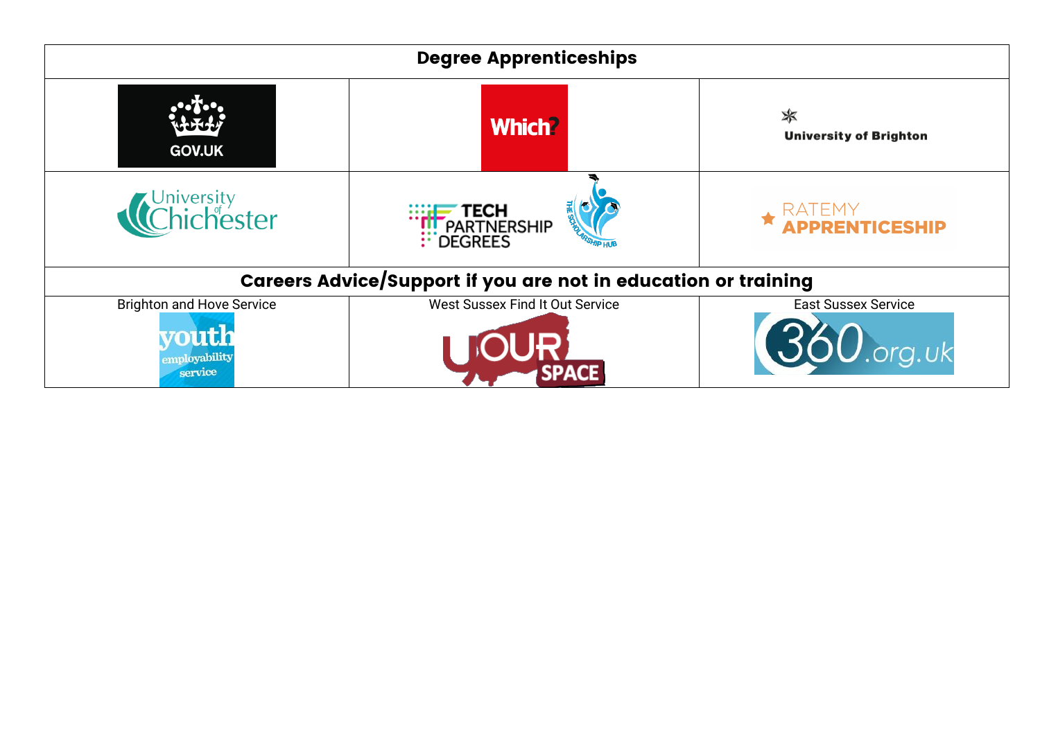| Degree Apprenticeships | | |
|---|---|---|
| GOV.UK | Which? | University of Brighton |
| University of Chichester | TECH PARTNERSHIP DEGREES / THE SCHOLARSHIP HUB | RATEMY APPRENTICESHIP |
| **Careers Advice/Support if you are not in education or training** | | |
| Brighton and Hove Service<br>youth employability service | West Sussex Find It Out Service<br>YOUR SPACE | East Sussex Service<br>360.org.uk |